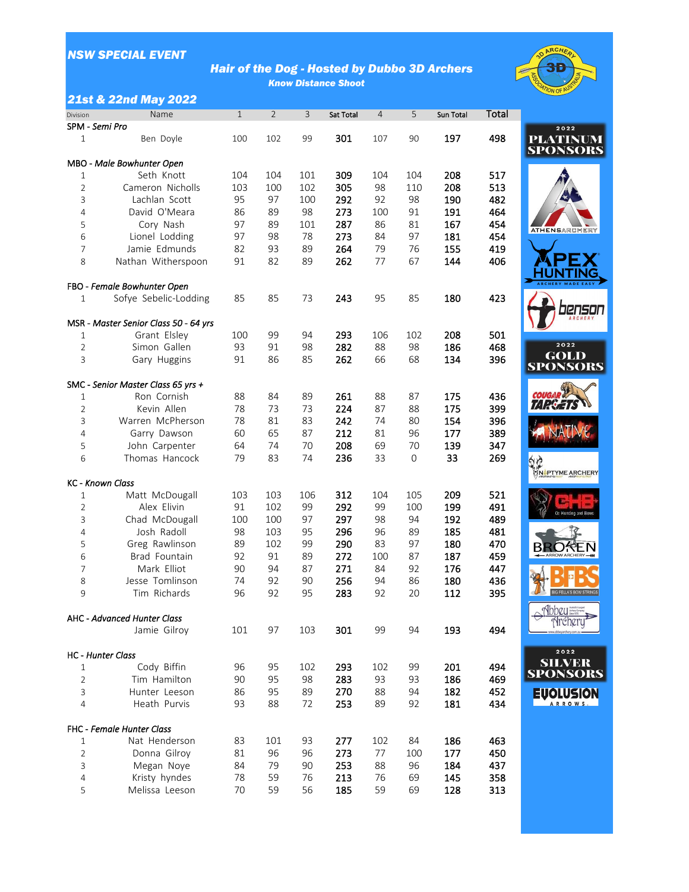## NSW SPECIAL EVENT

### Hair of the Dog - Hosted by Dubbo 3D Archers

**Know Distance Shoot**

### 21st & 22nd May 2022

| Division | Name | 1 | 2 | 3 | Sat Total | 4 | 5 | Sun Total | Total |
|---|---|---|---|---|---|---|---|---|---|
| *SPM - Semi Pro* | | | | | | | | | |
| 1 | Ben Doyle | 100 | 102 | 99 | **301** | 107 | 90 | **197** | **498** |
| *MBO - Male Bowhunter Open* | | | | | | | | | |
| 1 | Seth Knott | 104 | 104 | 101 | **309** | 104 | 104 | **208** | **517** |
| 2 | Cameron Nicholls | 103 | 100 | 102 | **305** | 98 | 110 | **208** | **513** |
| 3 | Lachlan Scott | 95 | 97 | 100 | **292** | 92 | 98 | **190** | **482** |
| 4 | David O'Meara | 86 | 89 | 98 | **273** | 100 | 91 | **191** | **464** |
| 5 | Cory Nash | 97 | 89 | 101 | **287** | 86 | 81 | **167** | **454** |
| 6 | Lionel Lodding | 97 | 98 | 78 | **273** | 84 | 97 | **181** | **454** |
| 7 | Jamie Edmunds | 82 | 93 | 89 | **264** | 79 | 76 | **155** | **419** |
| 8 | Nathan Witherspoon | 91 | 82 | 89 | **262** | 77 | 67 | **144** | **406** |
| *FBO - Female Bowhunter Open* | | | | | | | | | |
| 1 | Sofye Sebelic-Lodding | 85 | 85 | 73 | **243** | 95 | 85 | **180** | **423** |
| *MSR - Master Senior Class 50 - 64 yrs* | | | | | | | | | |
| 1 | Grant Elsley | 100 | 99 | 94 | **293** | 106 | 102 | **208** | **501** |
| 2 | Simon Gallen | 93 | 91 | 98 | **282** | 88 | 98 | **186** | **468** |
| 3 | Gary Huggins | 91 | 86 | 85 | **262** | 66 | 68 | **134** | **396** |
| *SMC - Senior Master Class 65 yrs +* | | | | | | | | | |
| 1 | Ron Cornish | 88 | 84 | 89 | **261** | 88 | 87 | **175** | **436** |
| 2 | Kevin Allen | 78 | 73 | 73 | **224** | 87 | 88 | **175** | **399** |
| 3 | Warren McPherson | 78 | 81 | 83 | **242** | 74 | 80 | **154** | **396** |
| 4 | Garry Dawson | 60 | 65 | 87 | **212** | 81 | 96 | **177** | **389** |
| 5 | John Carpenter | 64 | 74 | 70 | **208** | 69 | 70 | **139** | **347** |
| 6 | Thomas Hancock | 79 | 83 | 74 | **236** | 33 | 0 | **33** | **269** |
| *KC - Known Class* | | | | | | | | | |
| 1 | Matt McDougall | 103 | 103 | 106 | **312** | 104 | 105 | **209** | **521** |
| 2 | Alex Elivin | 91 | 102 | 99 | **292** | 99 | 100 | **199** | **491** |
| 3 | Chad McDougall | 100 | 100 | 97 | **297** | 98 | 94 | **192** | **489** |
| 4 | Josh Radoll | 98 | 103 | 95 | **296** | 96 | 89 | **185** | **481** |
| 5 | Greg Rawlinson | 89 | 102 | 99 | **290** | 83 | 97 | **180** | **470** |
| 6 | Brad Fountain | 92 | 91 | 89 | **272** | 100 | 87 | **187** | **459** |
| 7 | Mark Elliot | 90 | 94 | 87 | **271** | 84 | 92 | **176** | **447** |
| 8 | Jesse Tomlinson | 74 | 92 | 90 | **256** | 94 | 86 | **180** | **436** |
| 9 | Tim Richards | 96 | 92 | 95 | **283** | 92 | 20 | **112** | **395** |
| *AHC - Advanced Hunter Class* | | | | | | | | | |
| | Jamie Gilroy | 101 | 97 | 103 | **301** | 99 | 94 | **193** | **494** |
| *HC - Hunter Class* | | | | | | | | | |
| 1 | Cody Biffin | 96 | 95 | 102 | **293** | 102 | 99 | **201** | **494** |
| 2 | Tim Hamilton | 90 | 95 | 98 | **283** | 93 | 93 | **186** | **469** |
| 3 | Hunter Leeson | 86 | 95 | 89 | **270** | 88 | 94 | **182** | **452** |
| 4 | Heath Purvis | 93 | 88 | 72 | **253** | 89 | 92 | **181** | **434** |
| *FHC - Female Hunter Class* | | | | | | | | | |
| 1 | Nat Henderson | 83 | 101 | 93 | **277** | 102 | 84 | **186** | **463** |
| 2 | Donna Gilroy | 81 | 96 | 96 | **273** | 77 | 100 | **177** | **450** |
| 3 | Megan Noye | 84 | 79 | 90 | **253** | 88 | 96 | **184** | **437** |
| 4 | Kristy hyndes | 78 | 59 | 76 | **213** | 76 | 69 | **145** | **358** |
| 5 | Melissa Leeson | 70 | 59 | 56 | **185** | 59 | 69 | **128** | **313** |

**2022 PLATINUM SPONSORS**

Athens Archery, Apex Hunting, Benson Archery

**2022 GOLD SPONSORS**

Cougar Targets, Native, Naptyme Archery, CHB, Broken Arrow Archery, BFBS Big Fella's Bow Strings, Abbey Archery

**2022 SILVER SPONSORS**

Evolusion Arrows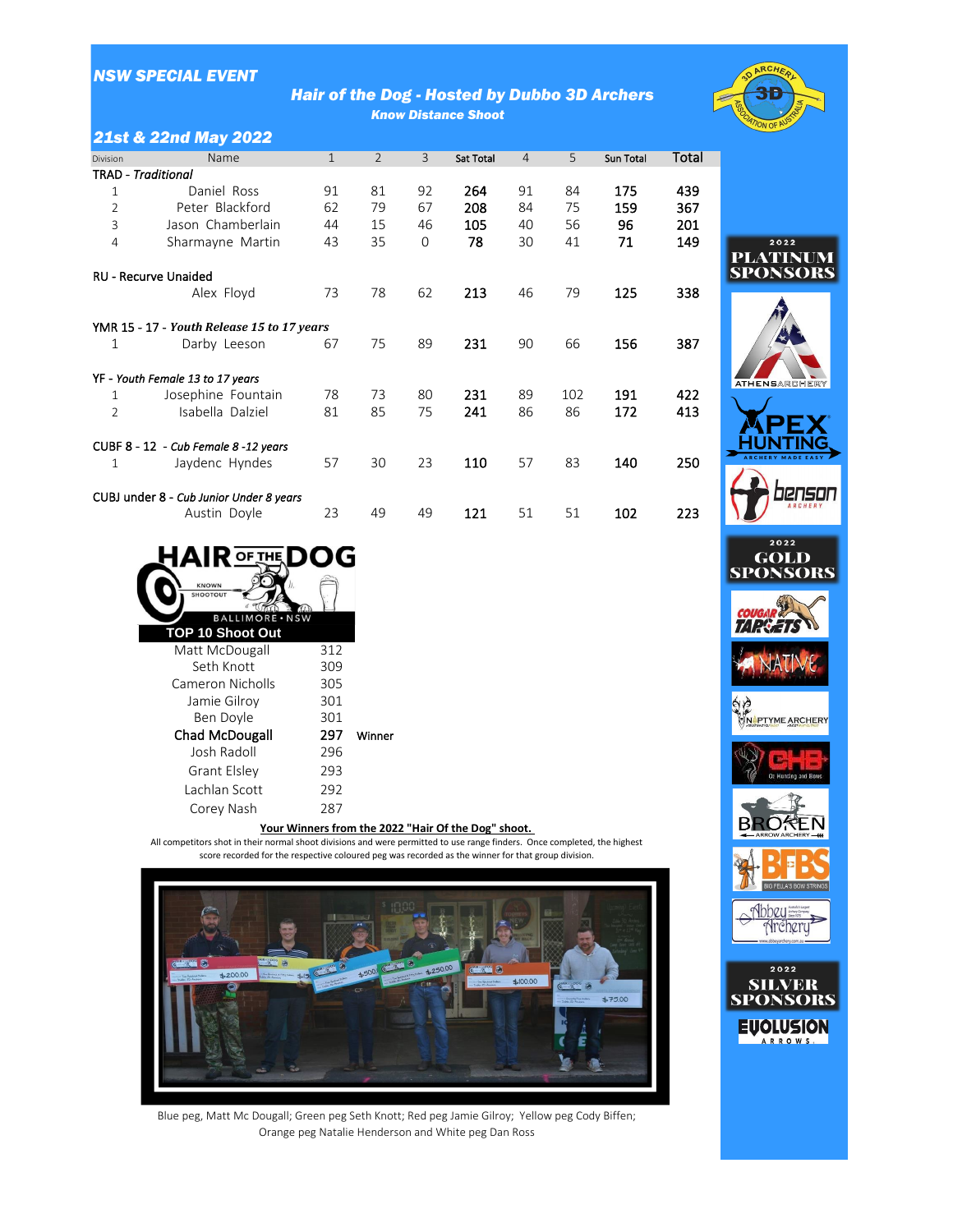## *NSW SPECIAL EVENT*

### *Hair of the Dog - Hosted by Dubbo 3D Archers*

***Know Distance Shoot***

### *21st & 22nd May 2022*

| Division | Name | 1 | 2 | 3 | Sat Total | 4 | 5 | Sun Total | Total |
|---|---|---|---|---|---|---|---|---|---|
| TRAD - *Traditional* | | | | | | | | | |
| 1 | Daniel Ross | 91 | 81 | 92 | 264 | 91 | 84 | 175 | 439 |
| 2 | Peter Blackford | 62 | 79 | 67 | 208 | 84 | 75 | 159 | 367 |
| 3 | Jason Chamberlain | 44 | 15 | 46 | 105 | 40 | 56 | 96 | 201 |
| 4 | Sharmayne Martin | 43 | 35 | 0 | 78 | 30 | 41 | 71 | 149 |
| RU - Recurve Unaided | | | | | | | | | |
| | Alex Floyd | 73 | 78 | 62 | 213 | 46 | 79 | 125 | 338 |
| YMR 15 - 17 - *Youth Release 15 to 17 years* | | | | | | | | | |
| 1 | Darby Leeson | 67 | 75 | 89 | 231 | 90 | 66 | 156 | 387 |
| YF - *Youth Female 13 to 17 years* | | | | | | | | | |
| 1 | Josephine Fountain | 78 | 73 | 80 | 231 | 89 | 102 | 191 | 422 |
| 2 | Isabella Dalziel | 81 | 85 | 75 | 241 | 86 | 86 | 172 | 413 |
| CUBF 8 - 12 - *Cub Female 8 -12 years* | | | | | | | | | |
| 1 | Jaydenc Hyndes | 57 | 30 | 23 | 110 | 57 | 83 | 140 | 250 |
| CUBJ under 8 - *Cub Junior Under 8 years* | | | | | | | | | |
| | Austin Doyle | 23 | 49 | 49 | 121 | 51 | 51 | 102 | 223 |

HAIR OF THE DOG KNOWN SHOOTOUT BALLIMORE • NSW

**TOP 10 Shoot Out**

| | | |
|---|---|---|
| Matt McDougall | 312 | |
| Seth Knott | 309 | |
| Cameron Nicholls | 305 | |
| Jamie Gilroy | 301 | |
| Ben Doyle | 301 | |
| **Chad McDougall** | **297** | Winner |
| Josh Radoll | 296 | |
| Grant Elsley | 293 | |
| Lachlan Scott | 292 | |
| Corey Nash | 287 | |

**Your Winners from the 2022 "Hair Of the Dog" shoot.**

All competitors shot in their normal shoot divisions and were permitted to use range finders. Once completed, the highest score recorded for the respective coloured peg was recorded as the winner for that group division.

Blue peg, Matt Mc Dougall; Green peg Seth Knott; Red peg Jamie Gilroy; Yellow peg Cody Biffen; Orange peg Natalie Henderson and White peg Dan Ross

**2022 PLATINUM SPONSORS**

ATHENS ARCHERY
APEX HUNTING ARCHERY MADE EASY
benson ARCHERY

**2022 GOLD SPONSORS**

COUGAR TARGETS
NATIVE
NEPTYME ARCHERY
CHB Oz Hunting and Bows
BROKEN ARROW ARCHERY
BFBS BIG FELLA'S BOW STRINGS
Abbey Archery

**2022 SILVER SPONSORS**

EVOLUSION ARROWS